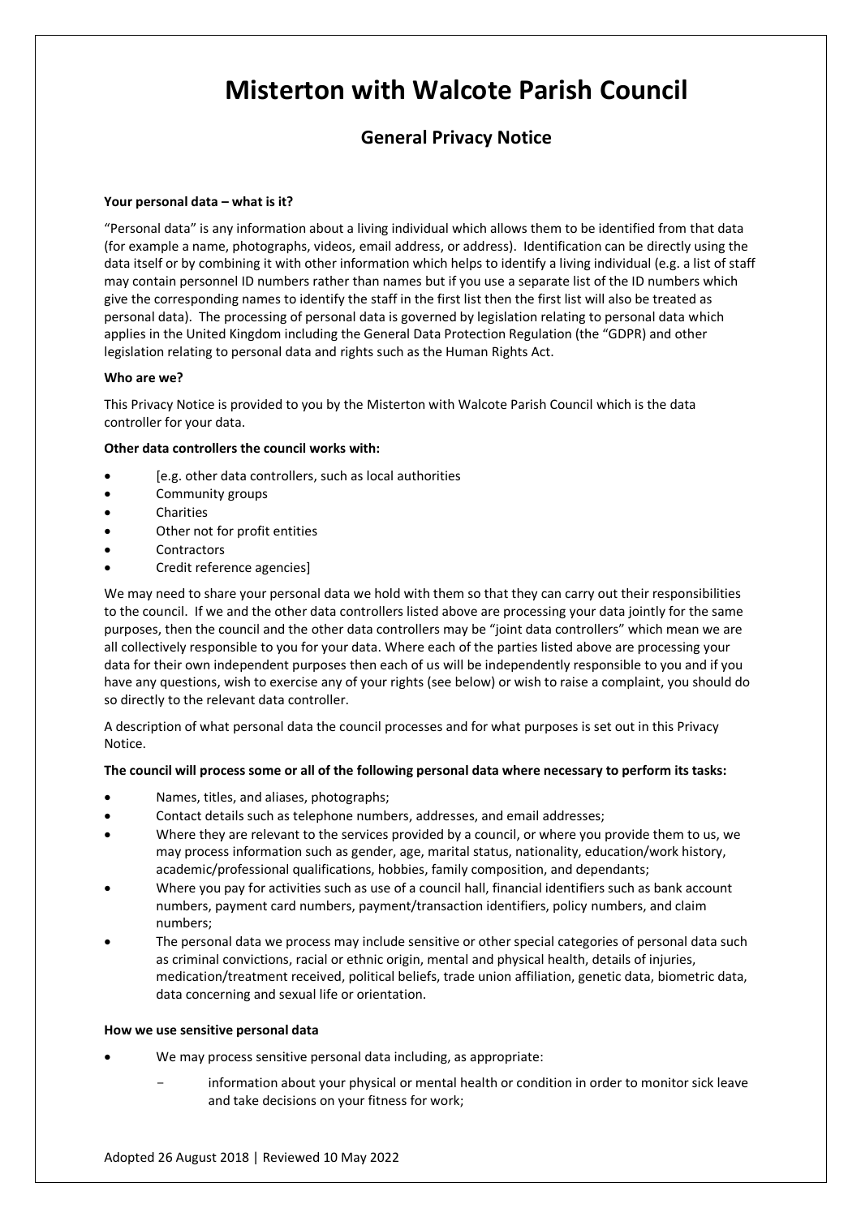# Misterton with Walcote Parish Council

## General Privacy Notice

**Your personal data – what is it?**

"Personal data" is any information about a living individual which allows them to be identified from that data (for example a name, photographs, videos, email address, or address). Identification can be directly using the data itself or by combining it with other information which helps to identify a living individual (e.g. a list of staff may contain personnel ID numbers rather than names but if you use a separate list of the ID numbers which give the corresponding names to identify the staff in the first list then the first list will also be treated as personal data). The processing of personal data is governed by legislation relating to personal data which applies in the United Kingdom including the General Data Protection Regulation (the "GDPR) and other legislation relating to personal data and rights such as the Human Rights Act.

**Who are we?**

This Privacy Notice is provided to you by the Misterton with Walcote Parish Council which is the data controller for your data.

**Other data controllers the council works with:**

- [e.g. other data controllers, such as local authorities
- Community groups
- Charities
- Other not for profit entities
- Contractors
- Credit reference agencies]

We may need to share your personal data we hold with them so that they can carry out their responsibilities to the council. If we and the other data controllers listed above are processing your data jointly for the same purposes, then the council and the other data controllers may be "joint data controllers" which mean we are all collectively responsible to you for your data. Where each of the parties listed above are processing your data for their own independent purposes then each of us will be independently responsible to you and if you have any questions, wish to exercise any of your rights (see below) or wish to raise a complaint, you should do so directly to the relevant data controller.

A description of what personal data the council processes and for what purposes is set out in this Privacy Notice.

**The council will process some or all of the following personal data where necessary to perform its tasks:**

- Names, titles, and aliases, photographs;
- Contact details such as telephone numbers, addresses, and email addresses;
- Where they are relevant to the services provided by a council, or where you provide them to us, we may process information such as gender, age, marital status, nationality, education/work history, academic/professional qualifications, hobbies, family composition, and dependants;
- Where you pay for activities such as use of a council hall, financial identifiers such as bank account numbers, payment card numbers, payment/transaction identifiers, policy numbers, and claim numbers;
- The personal data we process may include sensitive or other special categories of personal data such as criminal convictions, racial or ethnic origin, mental and physical health, details of injuries, medication/treatment received, political beliefs, trade union affiliation, genetic data, biometric data, data concerning and sexual life or orientation.

**How we use sensitive personal data**

- We may process sensitive personal data including, as appropriate:
  - information about your physical or mental health or condition in order to monitor sick leave and take decisions on your fitness for work;

Adopted 26 August 2018 | Reviewed 10 May 2022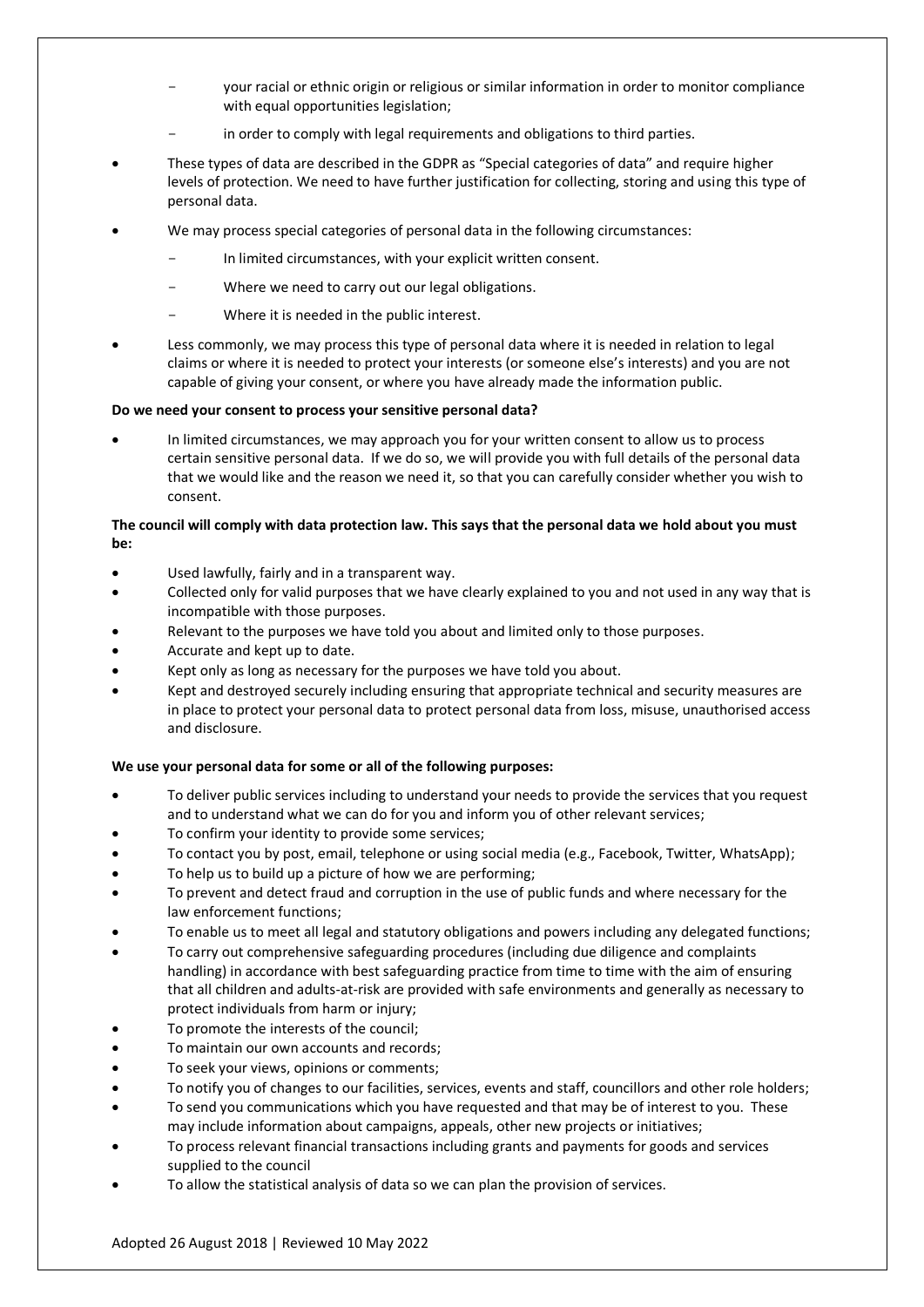- your racial or ethnic origin or religious or similar information in order to monitor compliance with equal opportunities legislation;
  - in order to comply with legal requirements and obligations to third parties.
- These types of data are described in the GDPR as "Special categories of data" and require higher levels of protection. We need to have further justification for collecting, storing and using this type of personal data.
- We may process special categories of personal data in the following circumstances:
  - In limited circumstances, with your explicit written consent.
  - Where we need to carry out our legal obligations.
  - Where it is needed in the public interest.
- Less commonly, we may process this type of personal data where it is needed in relation to legal claims or where it is needed to protect your interests (or someone else's interests) and you are not capable of giving your consent, or where you have already made the information public.

**Do we need your consent to process your sensitive personal data?**

- In limited circumstances, we may approach you for your written consent to allow us to process certain sensitive personal data. If we do so, we will provide you with full details of the personal data that we would like and the reason we need it, so that you can carefully consider whether you wish to consent.

**The council will comply with data protection law. This says that the personal data we hold about you must be:**

- Used lawfully, fairly and in a transparent way.
- Collected only for valid purposes that we have clearly explained to you and not used in any way that is incompatible with those purposes.
- Relevant to the purposes we have told you about and limited only to those purposes.
- Accurate and kept up to date.
- Kept only as long as necessary for the purposes we have told you about.
- Kept and destroyed securely including ensuring that appropriate technical and security measures are in place to protect your personal data to protect personal data from loss, misuse, unauthorised access and disclosure.

**We use your personal data for some or all of the following purposes:**

- To deliver public services including to understand your needs to provide the services that you request and to understand what we can do for you and inform you of other relevant services;
- To confirm your identity to provide some services;
- To contact you by post, email, telephone or using social media (e.g., Facebook, Twitter, WhatsApp);
- To help us to build up a picture of how we are performing;
- To prevent and detect fraud and corruption in the use of public funds and where necessary for the law enforcement functions;
- To enable us to meet all legal and statutory obligations and powers including any delegated functions;
- To carry out comprehensive safeguarding procedures (including due diligence and complaints handling) in accordance with best safeguarding practice from time to time with the aim of ensuring that all children and adults-at-risk are provided with safe environments and generally as necessary to protect individuals from harm or injury;
- To promote the interests of the council;
- To maintain our own accounts and records;
- To seek your views, opinions or comments;
- To notify you of changes to our facilities, services, events and staff, councillors and other role holders;
- To send you communications which you have requested and that may be of interest to you. These may include information about campaigns, appeals, other new projects or initiatives;
- To process relevant financial transactions including grants and payments for goods and services supplied to the council
- To allow the statistical analysis of data so we can plan the provision of services.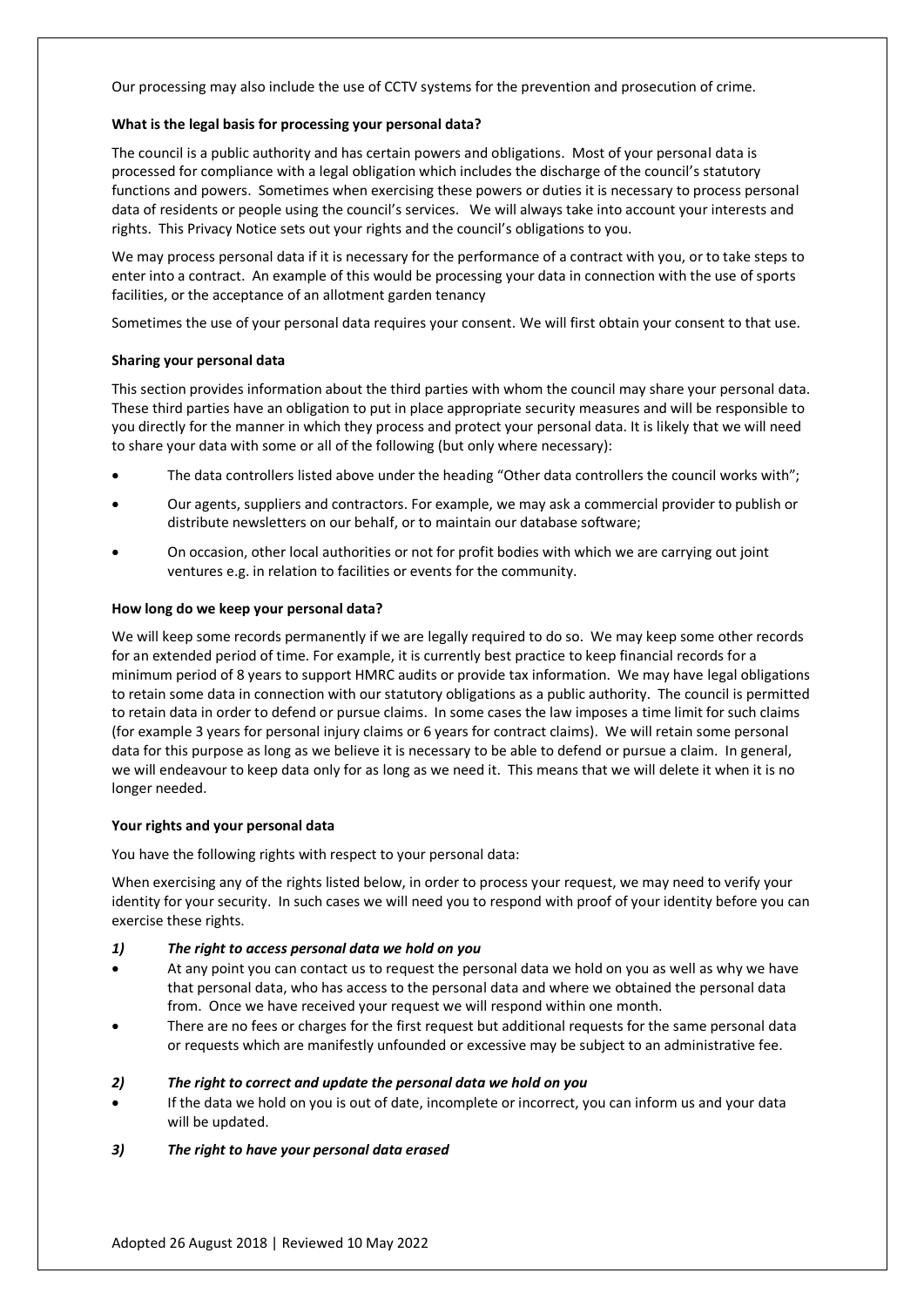Our processing may also include the use of CCTV systems for the prevention and prosecution of crime.

**What is the legal basis for processing your personal data?**

The council is a public authority and has certain powers and obligations. Most of your personal data is processed for compliance with a legal obligation which includes the discharge of the council's statutory functions and powers. Sometimes when exercising these powers or duties it is necessary to process personal data of residents or people using the council's services. We will always take into account your interests and rights. This Privacy Notice sets out your rights and the council's obligations to you.

We may process personal data if it is necessary for the performance of a contract with you, or to take steps to enter into a contract. An example of this would be processing your data in connection with the use of sports facilities, or the acceptance of an allotment garden tenancy

Sometimes the use of your personal data requires your consent. We will first obtain your consent to that use.

**Sharing your personal data**

This section provides information about the third parties with whom the council may share your personal data. These third parties have an obligation to put in place appropriate security measures and will be responsible to you directly for the manner in which they process and protect your personal data. It is likely that we will need to share your data with some or all of the following (but only where necessary):

- The data controllers listed above under the heading "Other data controllers the council works with";
- Our agents, suppliers and contractors. For example, we may ask a commercial provider to publish or distribute newsletters on our behalf, or to maintain our database software;
- On occasion, other local authorities or not for profit bodies with which we are carrying out joint ventures e.g. in relation to facilities or events for the community.

**How long do we keep your personal data?**

We will keep some records permanently if we are legally required to do so. We may keep some other records for an extended period of time. For example, it is currently best practice to keep financial records for a minimum period of 8 years to support HMRC audits or provide tax information. We may have legal obligations to retain some data in connection with our statutory obligations as a public authority. The council is permitted to retain data in order to defend or pursue claims. In some cases the law imposes a time limit for such claims (for example 3 years for personal injury claims or 6 years for contract claims). We will retain some personal data for this purpose as long as we believe it is necessary to be able to defend or pursue a claim. In general, we will endeavour to keep data only for as long as we need it. This means that we will delete it when it is no longer needed.

**Your rights and your personal data**

You have the following rights with respect to your personal data:

When exercising any of the rights listed below, in order to process your request, we may need to verify your identity for your security. In such cases we will need you to respond with proof of your identity before you can exercise these rights.

***1) The right to access personal data we hold on you***

- At any point you can contact us to request the personal data we hold on you as well as why we have that personal data, who has access to the personal data and where we obtained the personal data from. Once we have received your request we will respond within one month.
- There are no fees or charges for the first request but additional requests for the same personal data or requests which are manifestly unfounded or excessive may be subject to an administrative fee.

***2) The right to correct and update the personal data we hold on you***

- If the data we hold on you is out of date, incomplete or incorrect, you can inform us and your data will be updated.

***3) The right to have your personal data erased***

Adopted 26 August 2018 | Reviewed 10 May 2022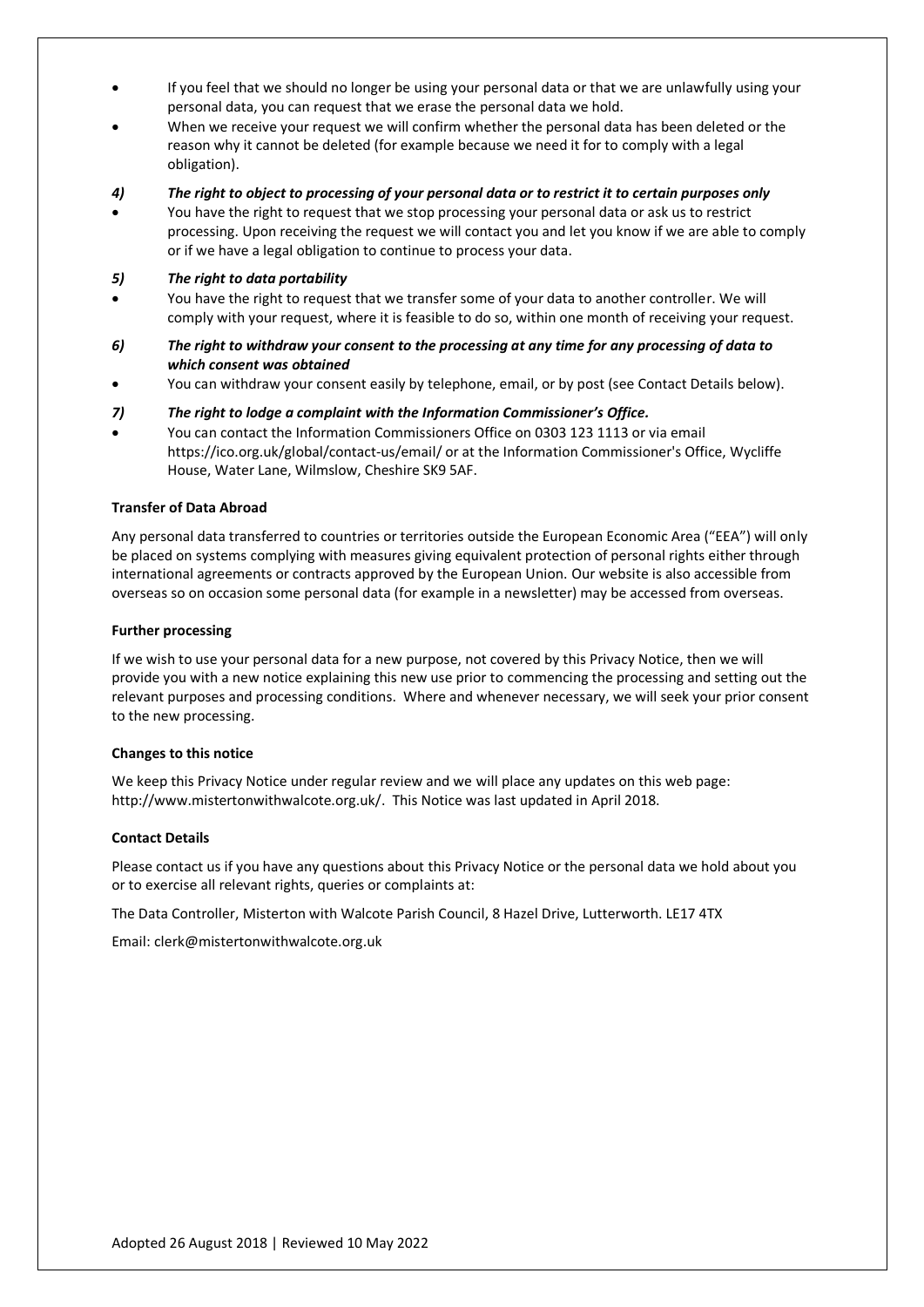- If you feel that we should no longer be using your personal data or that we are unlawfully using your personal data, you can request that we erase the personal data we hold.
- When we receive your request we will confirm whether the personal data has been deleted or the reason why it cannot be deleted (for example because we need it for to comply with a legal obligation).

***4) The right to object to processing of your personal data or to restrict it to certain purposes only***

- You have the right to request that we stop processing your personal data or ask us to restrict processing. Upon receiving the request we will contact you and let you know if we are able to comply or if we have a legal obligation to continue to process your data.

***5) The right to data portability***

- You have the right to request that we transfer some of your data to another controller. We will comply with your request, where it is feasible to do so, within one month of receiving your request.

***6) The right to withdraw your consent to the processing at any time for any processing of data to which consent was obtained***

- You can withdraw your consent easily by telephone, email, or by post (see Contact Details below).

***7) The right to lodge a complaint with the Information Commissioner's Office.***

- You can contact the Information Commissioners Office on 0303 123 1113 or via email https://ico.org.uk/global/contact-us/email/ or at the Information Commissioner's Office, Wycliffe House, Water Lane, Wilmslow, Cheshire SK9 5AF.

**Transfer of Data Abroad**

Any personal data transferred to countries or territories outside the European Economic Area ("EEA") will only be placed on systems complying with measures giving equivalent protection of personal rights either through international agreements or contracts approved by the European Union. Our website is also accessible from overseas so on occasion some personal data (for example in a newsletter) may be accessed from overseas.

**Further processing**

If we wish to use your personal data for a new purpose, not covered by this Privacy Notice, then we will provide you with a new notice explaining this new use prior to commencing the processing and setting out the relevant purposes and processing conditions. Where and whenever necessary, we will seek your prior consent to the new processing.

**Changes to this notice**

We keep this Privacy Notice under regular review and we will place any updates on this web page: http://www.mistertonwithwalcote.org.uk/. This Notice was last updated in April 2018.

**Contact Details**

Please contact us if you have any questions about this Privacy Notice or the personal data we hold about you or to exercise all relevant rights, queries or complaints at:

The Data Controller, Misterton with Walcote Parish Council, 8 Hazel Drive, Lutterworth. LE17 4TX

Email: clerk@mistertonwithwalcote.org.uk

Adopted 26 August 2018 | Reviewed 10 May 2022